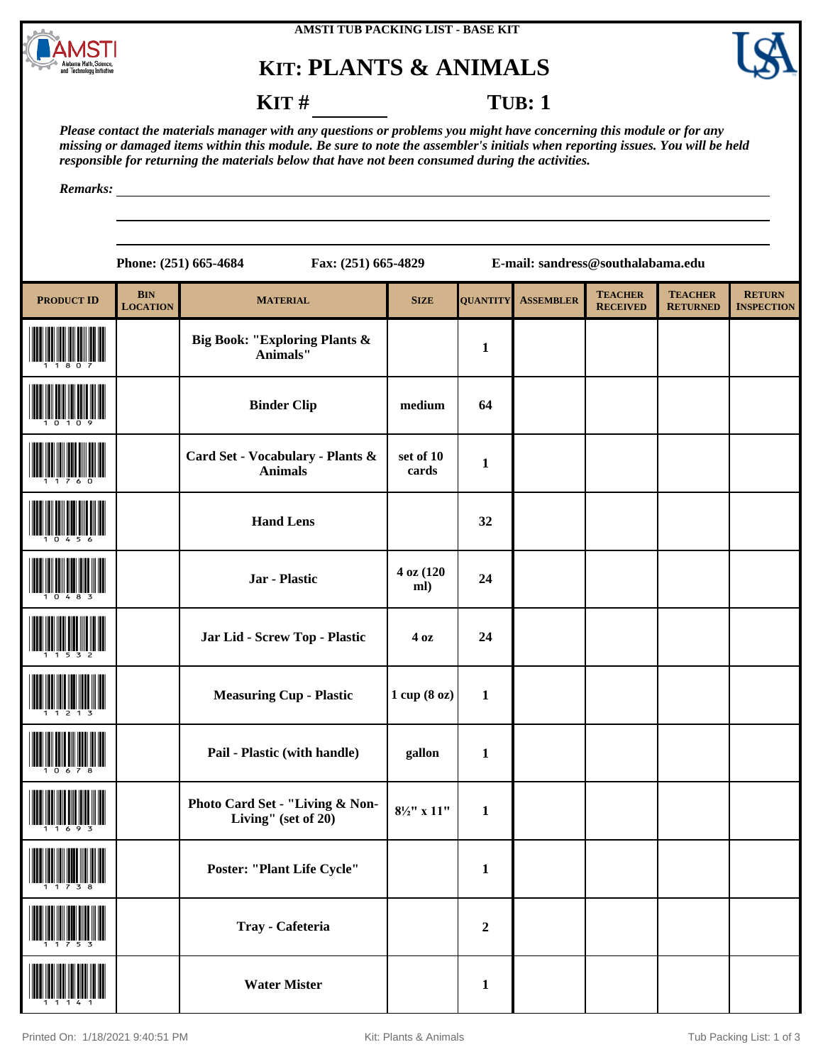AMSTI TUB PACKING LIST - BASE KIT

# KIT: PLANTS & ANIMALS

**KIT #** ________ **TUB: 1**

*Please contact the materials manager with any questions or problems you might have concerning this module or for any missing or damaged items within this module. Be sure to note the assembler's initials when reporting issues. You will be held responsible for returning the materials below that have not been consumed during the activities.*

*Remarks:* ______________________________

**Phone: (251) 665-4684** **Fax: (251) 665-4829** **E-mail: sandress@southalabama.edu**

| PRODUCT ID | BIN LOCATION | MATERIAL | SIZE | QUANTITY | ASSEMBLER | TEACHER RECEIVED | TEACHER RETURNED | RETURN INSPECTION |
|---|---|---|---|---|---|---|---|---|
| 11807 | | Big Book: "Exploring Plants & Animals" | | 1 | | | | |
| 10109 | | Binder Clip | medium | 64 | | | | |
| 11760 | | Card Set - Vocabulary - Plants & Animals | set of 10 cards | 1 | | | | |
| 10456 | | Hand Lens | | 32 | | | | |
| 10483 | | Jar - Plastic | 4 oz (120 ml) | 24 | | | | |
| 11532 | | Jar Lid - Screw Top - Plastic | 4 oz | 24 | | | | |
| 11213 | | Measuring Cup - Plastic | 1 cup (8 oz) | 1 | | | | |
| 10678 | | Pail - Plastic (with handle) | gallon | 1 | | | | |
| 11693 | | Photo Card Set - "Living & Non-Living" (set of 20) | 8½" x 11" | 1 | | | | |
| 11738 | | Poster: "Plant Life Cycle" | | 1 | | | | |
| 11753 | | Tray - Cafeteria | | 2 | | | | |
| 11141 | | Water Mister | | 1 | | | | |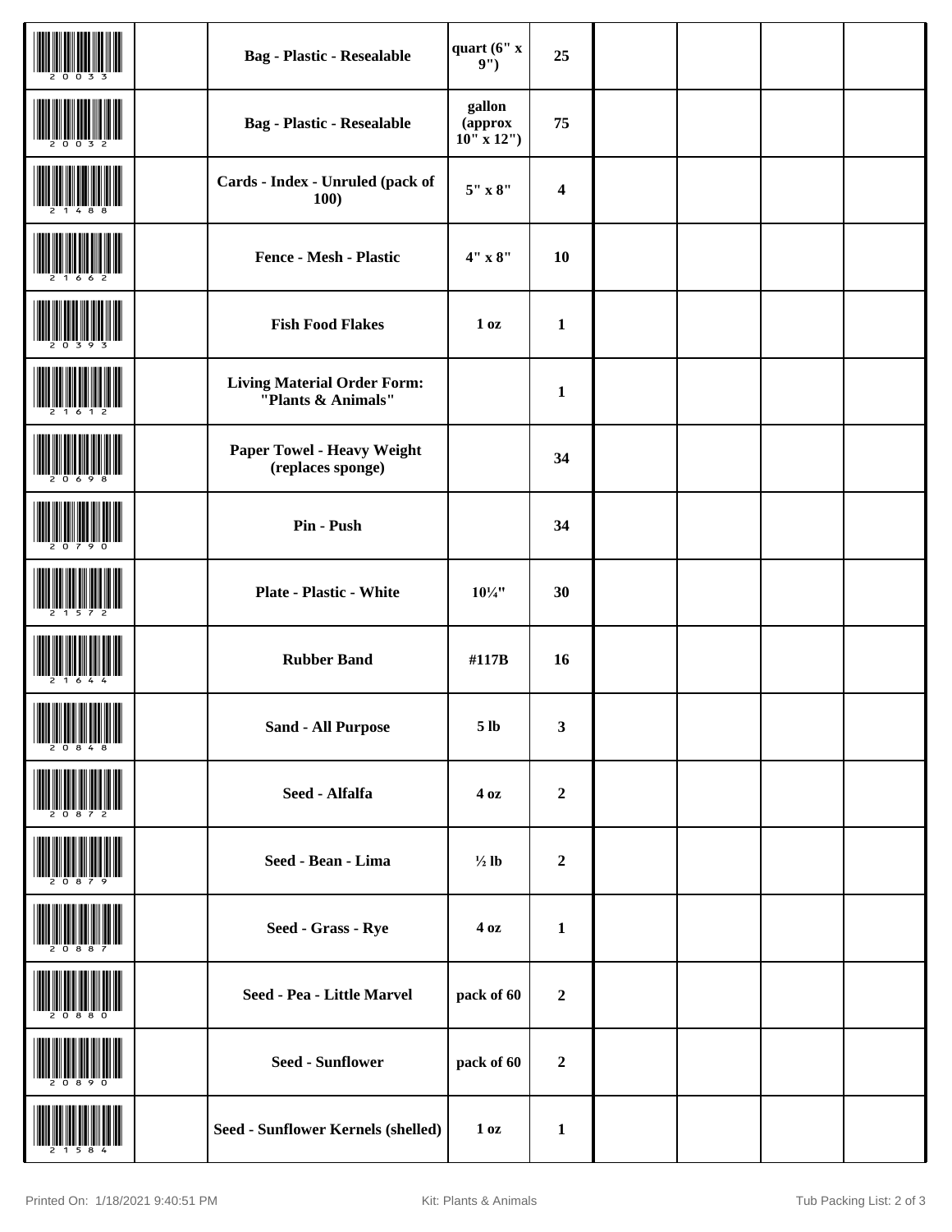| | | | | | | | | |
|---|---|---|---|---|---|---|---|---|
| 20033 | | **Bag - Plastic - Resealable** | **quart (6" x 9")** | **25** | | | | |
| 20032 | | **Bag - Plastic - Resealable** | **gallon (approx 10" x 12")** | **75** | | | | |
| 21488 | | **Cards - Index - Unruled (pack of 100)** | **5" x 8"** | **4** | | | | |
| 21662 | | **Fence - Mesh - Plastic** | **4" x 8"** | **10** | | | | |
| 20393 | | **Fish Food Flakes** | **1 oz** | **1** | | | | |
| 21612 | | **Living Material Order Form: "Plants & Animals"** | | **1** | | | | |
| 20698 | | **Paper Towel - Heavy Weight (replaces sponge)** | | **34** | | | | |
| 20790 | | **Pin - Push** | | **34** | | | | |
| 21572 | | **Plate - Plastic - White** | **10¼"** | **30** | | | | |
| 21644 | | **Rubber Band** | **#117B** | **16** | | | | |
| 20848 | | **Sand - All Purpose** | **5 lb** | **3** | | | | |
| 20872 | | **Seed - Alfalfa** | **4 oz** | **2** | | | | |
| 20879 | | **Seed - Bean - Lima** | **½ lb** | **2** | | | | |
| 20887 | | **Seed - Grass - Rye** | **4 oz** | **1** | | | | |
| 20880 | | **Seed - Pea - Little Marvel** | **pack of 60** | **2** | | | | |
| 20890 | | **Seed - Sunflower** | **pack of 60** | **2** | | | | |
| 21584 | | **Seed - Sunflower Kernels (shelled)** | **1 oz** | **1** | | | | |

Printed On: 1/18/2021 9:40:51 PM

Kit: Plants & Animals

Tub Packing List: 2 of 3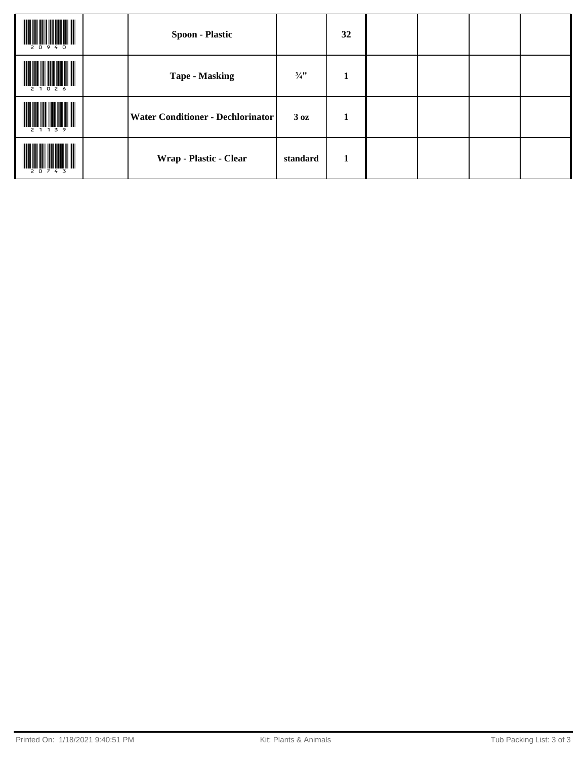| | | | | | | | | |
|---|---|---|---|---|---|---|---|---|
| 20940 | | **Spoon - Plastic** | | **32** | | | | |
| 21026 | | **Tape - Masking** | **¾"** | **1** | | | | |
| 21139 | | **Water Conditioner - Dechlorinator** | **3 oz** | **1** | | | | |
| 20743 | | **Wrap - Plastic - Clear** | **standard** | **1** | | | | |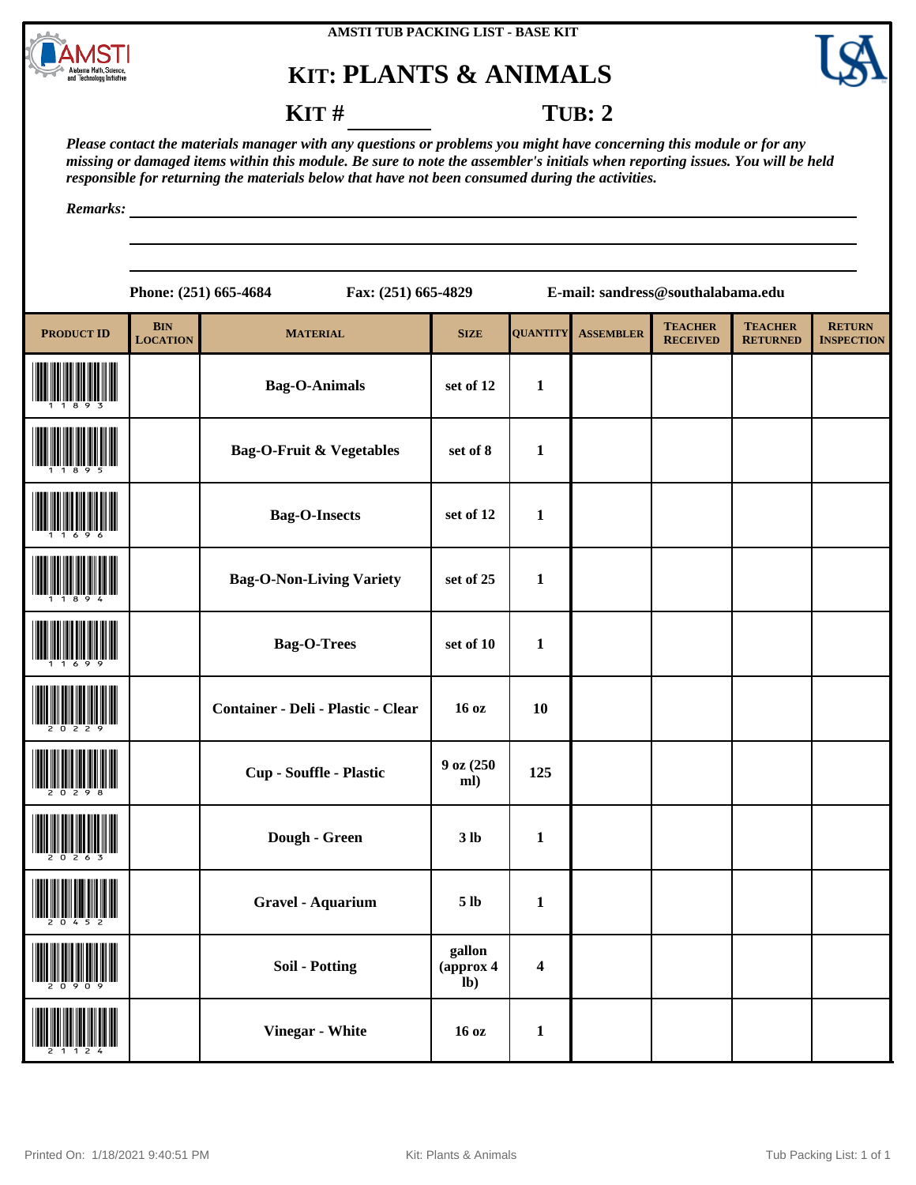AMSTI TUB PACKING LIST - BASE KIT

# KIT: PLANTS & ANIMALS

## KIT # ________ TUB: 2

***Please contact the materials manager with any questions or problems you might have concerning this module or for any missing or damaged items within this module. Be sure to note the assembler's initials when reporting issues. You will be held responsible for returning the materials below that have not been consumed during the activities.***

***Remarks:*** ______________________________________________

**Phone: (251) 665-4684** **Fax: (251) 665-4829** **E-mail: sandress@southalabama.edu**

| PRODUCT ID | BIN LOCATION | MATERIAL | SIZE | QUANTITY | ASSEMBLER | TEACHER RECEIVED | TEACHER RETURNED | RETURN INSPECTION |
|---|---|---|---|---|---|---|---|---|
| 11893 | | **Bag-O-Animals** | **set of 12** | **1** | | | | |
| 11895 | | **Bag-O-Fruit & Vegetables** | **set of 8** | **1** | | | | |
| 11696 | | **Bag-O-Insects** | **set of 12** | **1** | | | | |
| 11894 | | **Bag-O-Non-Living Variety** | **set of 25** | **1** | | | | |
| 11699 | | **Bag-O-Trees** | **set of 10** | **1** | | | | |
| 20229 | | **Container - Deli - Plastic - Clear** | **16 oz** | **10** | | | | |
| 20298 | | **Cup - Souffle - Plastic** | **9 oz (250 ml)** | **125** | | | | |
| 20263 | | **Dough - Green** | **3 lb** | **1** | | | | |
| 20452 | | **Gravel - Aquarium** | **5 lb** | **1** | | | | |
| 20909 | | **Soil - Potting** | **gallon (approx 4 lb)** | **4** | | | | |
| 21124 | | **Vinegar - White** | **16 oz** | **1** | | | | |

Printed On: 1/18/2021 9:40:51 PM